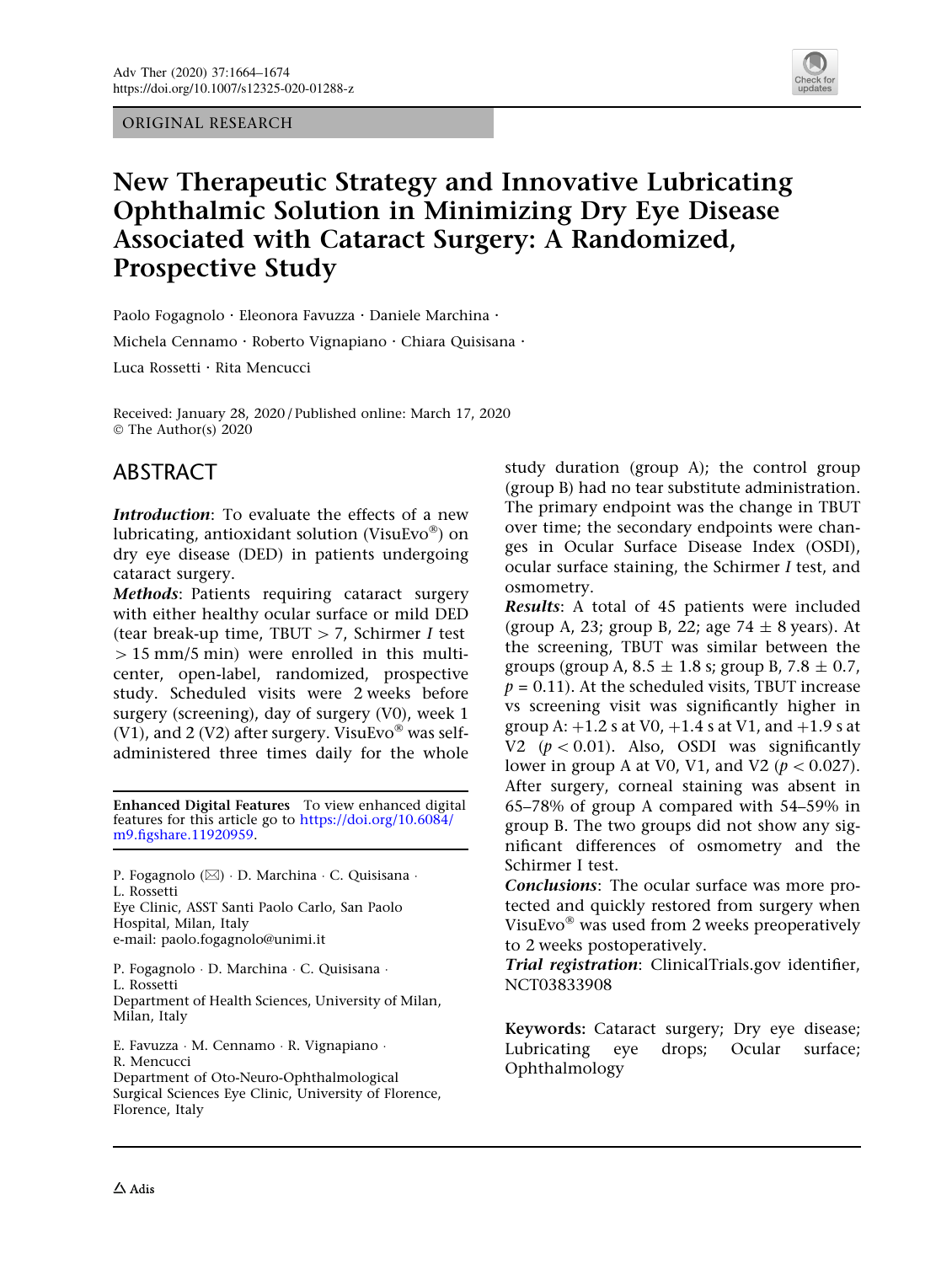ORIGINAL RESEARCH

# New Therapeutic Strategy and Innovative Lubricating Ophthalmic Solution in Minimizing Dry Eye Disease Associated with Cataract Surgery: A Randomized, Prospective Study

Paolo Fogagnolo · Eleonora Favuzza · Daniele Marchina · Michela Cennamo · Roberto Vignapiano · Chiara Quisisana · Luca Rossetti · Rita Mencucci

Received: January 28, 2020 / Published online: March 17, 2020
© The Author(s) 2020

## ABSTRACT

***Introduction***: To evaluate the effects of a new lubricating, antioxidant solution (VisuEvo®) on dry eye disease (DED) in patients undergoing cataract surgery.

***Methods***: Patients requiring cataract surgery with either healthy ocular surface or mild DED (tear break-up time, TBUT > 7, Schirmer *I* test > 15 mm/5 min) were enrolled in this multicenter, open-label, randomized, prospective study. Scheduled visits were 2 weeks before surgery (screening), day of surgery (V0), week 1 (V1), and 2 (V2) after surgery. VisuEvo® was self-administered three times daily for the whole study duration (group A); the control group (group B) had no tear substitute administration. The primary endpoint was the change in TBUT over time; the secondary endpoints were changes in Ocular Surface Disease Index (OSDI), ocular surface staining, the Schirmer *I* test, and osmometry.

***Results***: A total of 45 patients were included (group A, 23; group B, 22; age 74 ± 8 years). At the screening, TBUT was similar between the groups (group A, 8.5 ± 1.8 s; group B, 7.8 ± 0.7, $p = 0.11$). At the scheduled visits, TBUT increase vs screening visit was significantly higher in group A: +1.2 s at V0, +1.4 s at V1, and +1.9 s at V2 ($p < 0.01$). Also, OSDI was significantly lower in group A at V0, V1, and V2 ($p < 0.027$). After surgery, corneal staining was absent in 65–78% of group A compared with 54–59% in group B. The two groups did not show any significant differences of osmometry and the Schirmer I test.

***Conclusions***: The ocular surface was more protected and quickly restored from surgery when VisuEvo® was used from 2 weeks preoperatively to 2 weeks postoperatively.

***Trial registration***: ClinicalTrials.gov identifier, NCT03833908

**Keywords:** Cataract surgery; Dry eye disease; Lubricating eye drops; Ocular surface; Ophthalmology

**Enhanced Digital Features** To view enhanced digital features for this article go to https://doi.org/10.6084/m9.figshare.11920959.

P. Fogagnolo (✉) · D. Marchina · C. Quisisana · L. Rossetti
Eye Clinic, ASST Santi Paolo Carlo, San Paolo Hospital, Milan, Italy
e-mail: paolo.fogagnolo@unimi.it

P. Fogagnolo · D. Marchina · C. Quisisana · L. Rossetti
Department of Health Sciences, University of Milan, Milan, Italy

E. Favuzza · M. Cennamo · R. Vignapiano · R. Mencucci
Department of Oto-Neuro-Ophthalmological Surgical Sciences Eye Clinic, University of Florence, Florence, Italy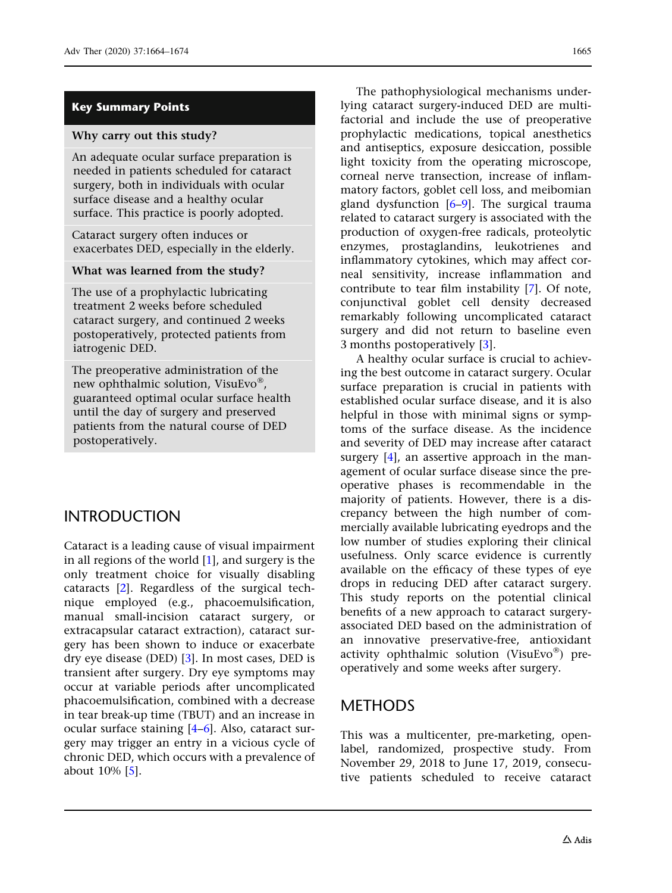## Key Summary Points

**Why carry out this study?**

An adequate ocular surface preparation is needed in patients scheduled for cataract surgery, both in individuals with ocular surface disease and a healthy ocular surface. This practice is poorly adopted.

Cataract surgery often induces or exacerbates DED, especially in the elderly.

**What was learned from the study?**

The use of a prophylactic lubricating treatment 2 weeks before scheduled cataract surgery, and continued 2 weeks postoperatively, protected patients from iatrogenic DED.

The preoperative administration of the new ophthalmic solution, VisuEvo®, guaranteed optimal ocular surface health until the day of surgery and preserved patients from the natural course of DED postoperatively.

## INTRODUCTION

Cataract is a leading cause of visual impairment in all regions of the world [1], and surgery is the only treatment choice for visually disabling cataracts [2]. Regardless of the surgical technique employed (e.g., phacoemulsification, manual small-incision cataract surgery, or extracapsular cataract extraction), cataract surgery has been shown to induce or exacerbate dry eye disease (DED) [3]. In most cases, DED is transient after surgery. Dry eye symptoms may occur at variable periods after uncomplicated phacoemulsification, combined with a decrease in tear break-up time (TBUT) and an increase in ocular surface staining [4–6]. Also, cataract surgery may trigger an entry in a vicious cycle of chronic DED, which occurs with a prevalence of about 10% [5].

The pathophysiological mechanisms underlying cataract surgery-induced DED are multifactorial and include the use of preoperative prophylactic medications, topical anesthetics and antiseptics, exposure desiccation, possible light toxicity from the operating microscope, corneal nerve transection, increase of inflammatory factors, goblet cell loss, and meibomian gland dysfunction [6–9]. The surgical trauma related to cataract surgery is associated with the production of oxygen-free radicals, proteolytic enzymes, prostaglandins, leukotrienes and inflammatory cytokines, which may affect corneal sensitivity, increase inflammation and contribute to tear film instability [7]. Of note, conjunctival goblet cell density decreased remarkably following uncomplicated cataract surgery and did not return to baseline even 3 months postoperatively [3].

A healthy ocular surface is crucial to achieving the best outcome in cataract surgery. Ocular surface preparation is crucial in patients with established ocular surface disease, and it is also helpful in those with minimal signs or symptoms of the surface disease. As the incidence and severity of DED may increase after cataract surgery [4], an assertive approach in the management of ocular surface disease since the preoperative phases is recommendable in the majority of patients. However, there is a discrepancy between the high number of commercially available lubricating eyedrops and the low number of studies exploring their clinical usefulness. Only scarce evidence is currently available on the efficacy of these types of eye drops in reducing DED after cataract surgery. This study reports on the potential clinical benefits of a new approach to cataract surgery-associated DED based on the administration of an innovative preservative-free, antioxidant activity ophthalmic solution (VisuEvo®) preoperatively and some weeks after surgery.

## METHODS

This was a multicenter, pre-marketing, open-label, randomized, prospective study. From November 29, 2018 to June 17, 2019, consecutive patients scheduled to receive cataract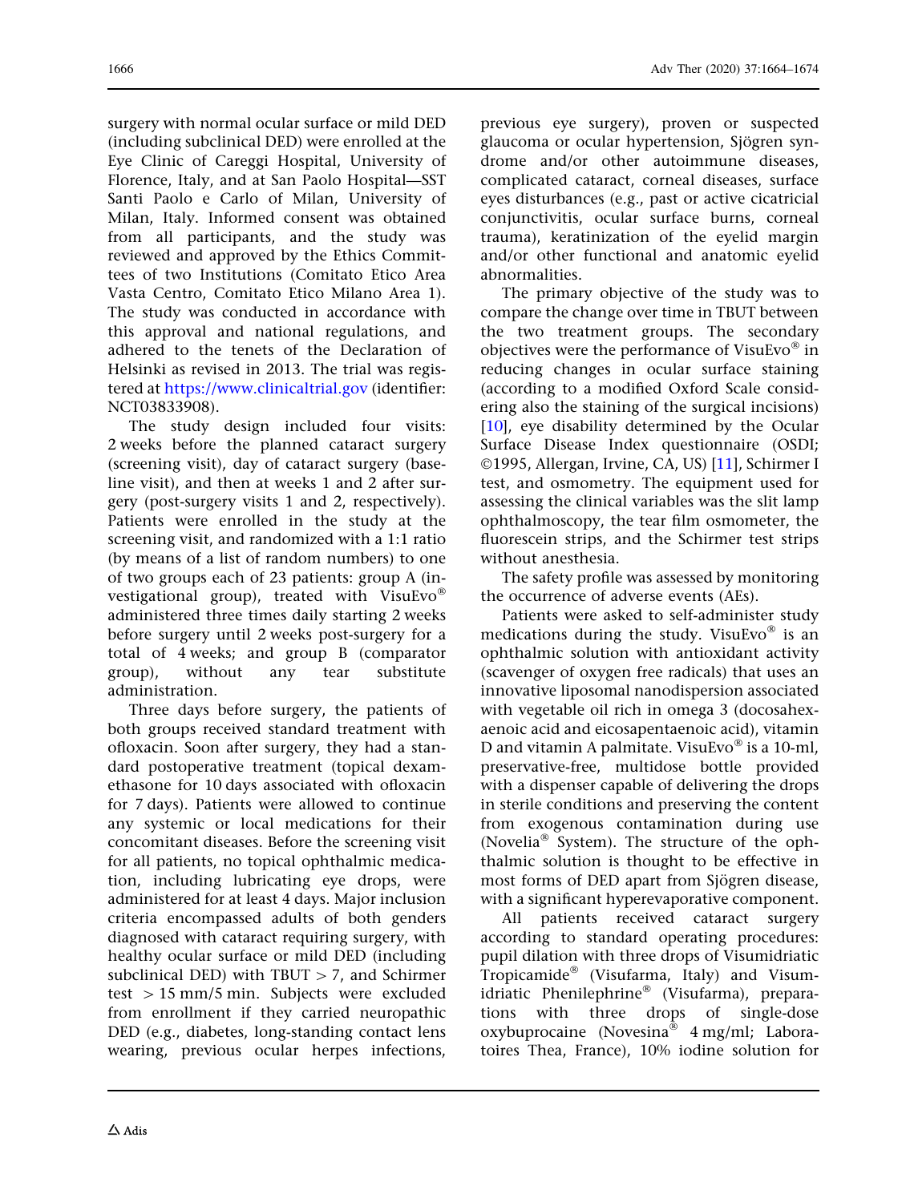surgery with normal ocular surface or mild DED (including subclinical DED) were enrolled at the Eye Clinic of Careggi Hospital, University of Florence, Italy, and at San Paolo Hospital—SST Santi Paolo e Carlo of Milan, University of Milan, Italy. Informed consent was obtained from all participants, and the study was reviewed and approved by the Ethics Committees of two Institutions (Comitato Etico Area Vasta Centro, Comitato Etico Milano Area 1). The study was conducted in accordance with this approval and national regulations, and adhered to the tenets of the Declaration of Helsinki as revised in 2013. The trial was registered at https://www.clinicaltrial.gov (identifier: NCT03833908).

The study design included four visits: 2 weeks before the planned cataract surgery (screening visit), day of cataract surgery (baseline visit), and then at weeks 1 and 2 after surgery (post-surgery visits 1 and 2, respectively). Patients were enrolled in the study at the screening visit, and randomized with a 1:1 ratio (by means of a list of random numbers) to one of two groups each of 23 patients: group A (investigational group), treated with VisuEvo® administered three times daily starting 2 weeks before surgery until 2 weeks post-surgery for a total of 4 weeks; and group B (comparator group), without any tear substitute administration.

Three days before surgery, the patients of both groups received standard treatment with ofloxacin. Soon after surgery, they had a standard postoperative treatment (topical dexamethasone for 10 days associated with ofloxacin for 7 days). Patients were allowed to continue any systemic or local medications for their concomitant diseases. Before the screening visit for all patients, no topical ophthalmic medication, including lubricating eye drops, were administered for at least 4 days. Major inclusion criteria encompassed adults of both genders diagnosed with cataract requiring surgery, with healthy ocular surface or mild DED (including subclinical DED) with TBUT $> 7$, and Schirmer test $> 15$ mm/5 min. Subjects were excluded from enrollment if they carried neuropathic DED (e.g., diabetes, long-standing contact lens wearing, previous ocular herpes infections, previous eye surgery), proven or suspected glaucoma or ocular hypertension, Sjögren syndrome and/or other autoimmune diseases, complicated cataract, corneal diseases, surface eyes disturbances (e.g., past or active cicatricial conjunctivitis, ocular surface burns, corneal trauma), keratinization of the eyelid margin and/or other functional and anatomic eyelid abnormalities.

The primary objective of the study was to compare the change over time in TBUT between the two treatment groups. The secondary objectives were the performance of VisuEvo® in reducing changes in ocular surface staining (according to a modified Oxford Scale considering also the staining of the surgical incisions) [10], eye disability determined by the Ocular Surface Disease Index questionnaire (OSDI; ©1995, Allergan, Irvine, CA, US) [11], Schirmer I test, and osmometry. The equipment used for assessing the clinical variables was the slit lamp ophthalmoscopy, the tear film osmometer, the fluorescein strips, and the Schirmer test strips without anesthesia.

The safety profile was assessed by monitoring the occurrence of adverse events (AEs).

Patients were asked to self-administer study medications during the study. VisuEvo® is an ophthalmic solution with antioxidant activity (scavenger of oxygen free radicals) that uses an innovative liposomal nanodispersion associated with vegetable oil rich in omega 3 (docosahexaenoic acid and eicosapentaenoic acid), vitamin D and vitamin A palmitate. VisuEvo® is a 10-ml, preservative-free, multidose bottle provided with a dispenser capable of delivering the drops in sterile conditions and preserving the content from exogenous contamination during use (Novelia® System). The structure of the ophthalmic solution is thought to be effective in most forms of DED apart from Sjögren disease, with a significant hyperevaporative component.

All patients received cataract surgery according to standard operating procedures: pupil dilation with three drops of Visumidriatic Tropicamide® (Visufarma, Italy) and Visumidriatic Phenilephrine® (Visufarma), preparations with three drops of single-dose oxybuprocaine (Novesina® 4 mg/ml; Laboratoires Thea, France), 10% iodine solution for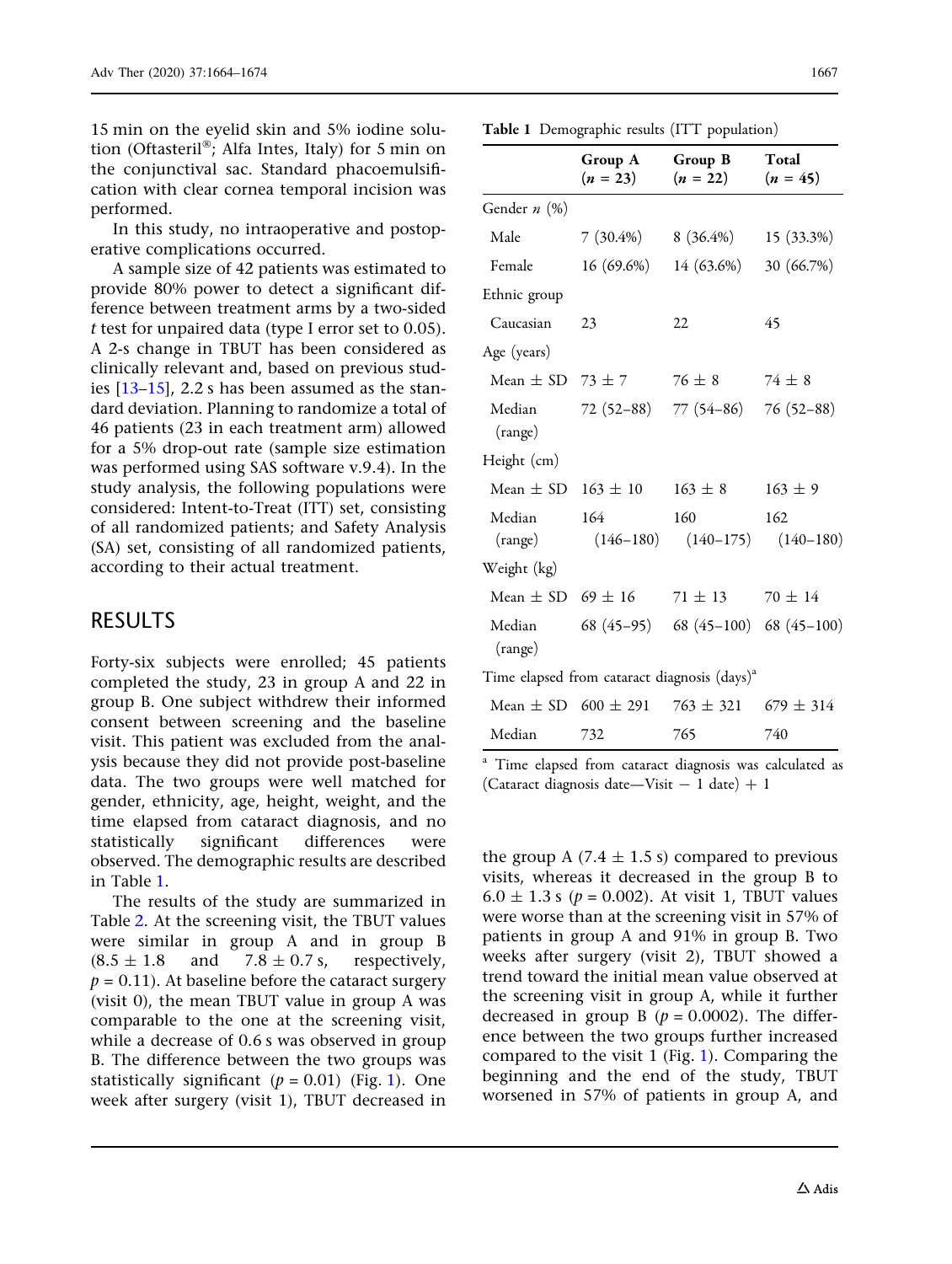15 min on the eyelid skin and 5% iodine solution (Oftasteril®; Alfa Intes, Italy) for 5 min on the conjunctival sac. Standard phacoemulsification with clear cornea temporal incision was performed.

In this study, no intraoperative and postoperative complications occurred.

A sample size of 42 patients was estimated to provide 80% power to detect a significant difference between treatment arms by a two-sided *t* test for unpaired data (type I error set to 0.05). A 2-s change in TBUT has been considered as clinically relevant and, based on previous studies [13–15], 2.2 s has been assumed as the standard deviation. Planning to randomize a total of 46 patients (23 in each treatment arm) allowed for a 5% drop-out rate (sample size estimation was performed using SAS software v.9.4). In the study analysis, the following populations were considered: Intent-to-Treat (ITT) set, consisting of all randomized patients; and Safety Analysis (SA) set, consisting of all randomized patients, according to their actual treatment.

## RESULTS

Forty-six subjects were enrolled; 45 patients completed the study, 23 in group A and 22 in group B. One subject withdrew their informed consent between screening and the baseline visit. This patient was excluded from the analysis because they did not provide post-baseline data. The two groups were well matched for gender, ethnicity, age, height, weight, and the time elapsed from cataract diagnosis, and no statistically significant differences were observed. The demographic results are described in Table 1.

**Table 1** Demographic results (ITT population)

| | Group A ($n$ = 23) | Group B ($n$ = 22) | Total ($n$ = 45) |
|---|---|---|---|
| Gender $n$ (%) | | | |
| Male | 7 (30.4%) | 8 (36.4%) | 15 (33.3%) |
| Female | 16 (69.6%) | 14 (63.6%) | 30 (66.7%) |
| Ethnic group | | | |
| Caucasian | 23 | 22 | 45 |
| Age (years) | | | |
| Mean ± SD | 73 ± 7 | 76 ± 8 | 74 ± 8 |
| Median (range) | 72 (52–88) | 77 (54–86) | 76 (52–88) |
| Height (cm) | | | |
| Mean ± SD | 163 ± 10 | 163 ± 8 | 163 ± 9 |
| Median (range) | 164 (146–180) | 160 (140–175) | 162 (140–180) |
| Weight (kg) | | | |
| Mean ± SD | 69 ± 16 | 71 ± 13 | 70 ± 14 |
| Median (range) | 68 (45–95) | 68 (45–100) | 68 (45–100) |
| Time elapsed from cataract diagnosis (days)[a] | | | |
| Mean ± SD | 600 ± 291 | 763 ± 321 | 679 ± 314 |
| Median | 732 | 765 | 740 |

[a] Time elapsed from cataract diagnosis was calculated as (Cataract diagnosis date—Visit − 1 date) + 1

The results of the study are summarized in Table 2. At the screening visit, the TBUT values were similar in group A and in group B (8.5 ± 1.8 and 7.8 ± 0.7 s, respectively, $p = 0.11$). At baseline before the cataract surgery (visit 0), the mean TBUT value in group A was comparable to the one at the screening visit, while a decrease of 0.6 s was observed in group B. The difference between the two groups was statistically significant ($p = 0.01$) (Fig. 1). One week after surgery (visit 1), TBUT decreased in the group A (7.4 ± 1.5 s) compared to previous visits, whereas it decreased in the group B to 6.0 ± 1.3 s ($p = 0.002$). At visit 1, TBUT values were worse than at the screening visit in 57% of patients in group A and 91% in group B. Two weeks after surgery (visit 2), TBUT showed a trend toward the initial mean value observed at the screening visit in group A, while it further decreased in group B ($p = 0.0002$). The difference between the two groups further increased compared to the visit 1 (Fig. 1). Comparing the beginning and the end of the study, TBUT worsened in 57% of patients in group A, and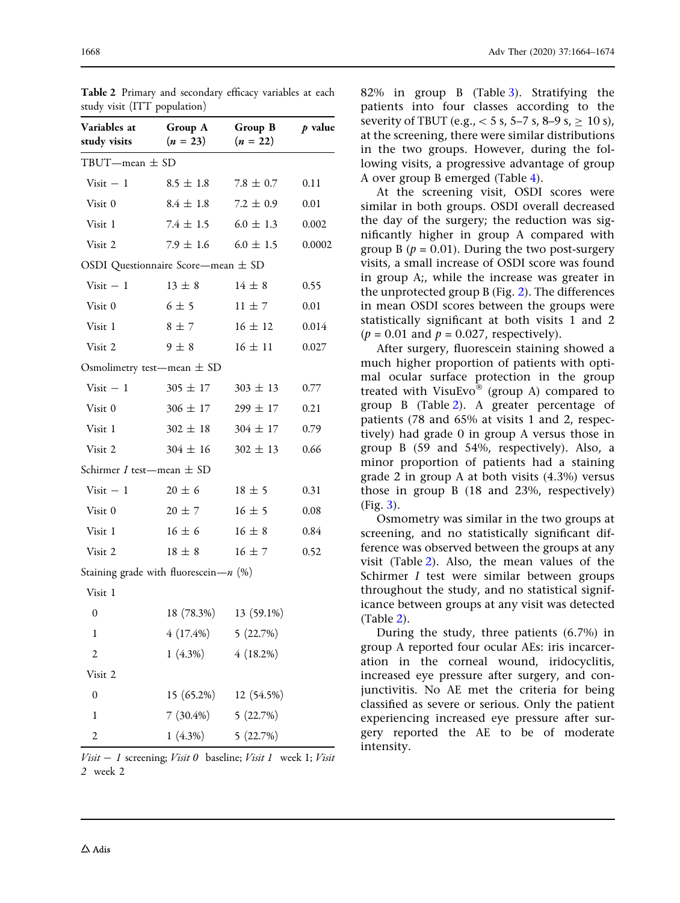**Table 2** Primary and secondary efficacy variables at each study visit (ITT population)

| Variables at study visits | Group A ($n$ = 23) | Group B ($n$ = 22) | $p$ value |
|---|---|---|---|
| TBUT—mean ± SD | | | |
| Visit − 1 | 8.5 ± 1.8 | 7.8 ± 0.7 | 0.11 |
| Visit 0 | 8.4 ± 1.8 | 7.2 ± 0.9 | 0.01 |
| Visit 1 | 7.4 ± 1.5 | 6.0 ± 1.3 | 0.002 |
| Visit 2 | 7.9 ± 1.6 | 6.0 ± 1.5 | 0.0002 |
| OSDI Questionnaire Score—mean ± SD | | | |
| Visit − 1 | 13 ± 8 | 14 ± 8 | 0.55 |
| Visit 0 | 6 ± 5 | 11 ± 7 | 0.01 |
| Visit 1 | 8 ± 7 | 16 ± 12 | 0.014 |
| Visit 2 | 9 ± 8 | 16 ± 11 | 0.027 |
| Osmolimetry test—mean ± SD | | | |
| Visit − 1 | 305 ± 17 | 303 ± 13 | 0.77 |
| Visit 0 | 306 ± 17 | 299 ± 17 | 0.21 |
| Visit 1 | 302 ± 18 | 304 ± 17 | 0.79 |
| Visit 2 | 304 ± 16 | 302 ± 13 | 0.66 |
| Schirmer *I* test—mean ± SD | | | |
| Visit − 1 | 20 ± 6 | 18 ± 5 | 0.31 |
| Visit 0 | 20 ± 7 | 16 ± 5 | 0.08 |
| Visit 1 | 16 ± 6 | 16 ± 8 | 0.84 |
| Visit 2 | 18 ± 8 | 16 ± 7 | 0.52 |
| Staining grade with fluorescein—$n$ (%) | | | |
| Visit 1 | | | |
| 0 | 18 (78.3%) | 13 (59.1%) | |
| 1 | 4 (17.4%) | 5 (22.7%) | |
| 2 | 1 (4.3%) | 4 (18.2%) | |
| Visit 2 | | | |
| 0 | 15 (65.2%) | 12 (54.5%) | |
| 1 | 7 (30.4%) | 5 (22.7%) | |
| 2 | 1 (4.3%) | 5 (22.7%) | |

*Visit − 1* screening; *Visit 0* baseline; *Visit 1* week 1; *Visit 2* week 2

82% in group B (Table 3). Stratifying the patients into four classes according to the severity of TBUT (e.g., < 5 s, 5–7 s, 8–9 s, ≥ 10 s), at the screening, there were similar distributions in the two groups. However, during the following visits, a progressive advantage of group A over group B emerged (Table 4).

At the screening visit, OSDI scores were similar in both groups. OSDI overall decreased the day of the surgery; the reduction was significantly higher in group A compared with group B ($p = 0.01$). During the two post-surgery visits, a small increase of OSDI score was found in group A;, while the increase was greater in the unprotected group B (Fig. 2). The differences in mean OSDI scores between the groups were statistically significant at both visits 1 and 2 ($p = 0.01$ and $p = 0.027$, respectively).

After surgery, fluorescein staining showed a much higher proportion of patients with optimal ocular surface protection in the group treated with VisuEvo® (group A) compared to group B (Table 2). A greater percentage of patients (78 and 65% at visits 1 and 2, respectively) had grade 0 in group A versus those in group B (59 and 54%, respectively). Also, a minor proportion of patients had a staining grade 2 in group A at both visits (4.3%) versus those in group B (18 and 23%, respectively) (Fig. 3).

Osmometry was similar in the two groups at screening, and no statistically significant difference was observed between the groups at any visit (Table 2). Also, the mean values of the Schirmer *I* test were similar between groups throughout the study, and no statistical significance between groups at any visit was detected (Table 2).

During the study, three patients (6.7%) in group A reported four ocular AEs: iris incarceration in the corneal wound, iridocyclitis, increased eye pressure after surgery, and conjunctivitis. No AE met the criteria for being classified as severe or serious. Only the patient experiencing increased eye pressure after surgery reported the AE to be of moderate intensity.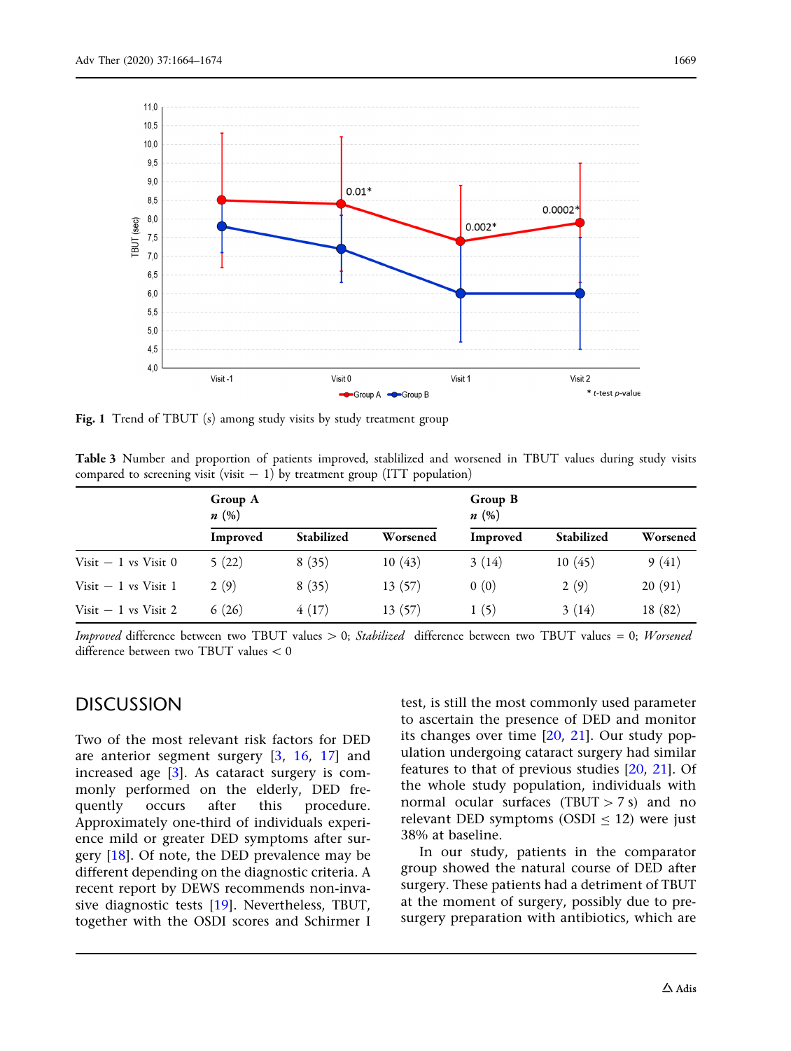**Fig. 1** Trend of TBUT (s) among study visits by study treatment group

**Table 3** Number and proportion of patients improved, stablilized and worsened in TBUT values during study visits compared to screening visit (visit − 1) by treatment group (ITT population)

| | Group A *n* (%) | | | Group B *n* (%) | | |
|---|---|---|---|---|---|---|
| | Improved | Stabilized | Worsened | Improved | Stabilized | Worsened |
| Visit − 1 vs Visit 0 | 5 (22) | 8 (35) | 10 (43) | 3 (14) | 10 (45) | 9 (41) |
| Visit − 1 vs Visit 1 | 2 (9) | 8 (35) | 13 (57) | 0 (0) | 2 (9) | 20 (91) |
| Visit − 1 vs Visit 2 | 6 (26) | 4 (17) | 13 (57) | 1 (5) | 3 (14) | 18 (82) |

*Improved* difference between two TBUT values > 0; *Stabilized* difference between two TBUT values = 0; *Worsened* difference between two TBUT values < 0

## DISCUSSION

Two of the most relevant risk factors for DED are anterior segment surgery [3, 16, 17] and increased age [3]. As cataract surgery is commonly performed on the elderly, DED frequently occurs after this procedure. Approximately one-third of individuals experience mild or greater DED symptoms after surgery [18]. Of note, the DED prevalence may be different depending on the diagnostic criteria. A recent report by DEWS recommends non-invasive diagnostic tests [19]. Nevertheless, TBUT, together with the OSDI scores and Schirmer I test, is still the most commonly used parameter to ascertain the presence of DED and monitor its changes over time [20, 21]. Our study population undergoing cataract surgery had similar features to that of previous studies [20, 21]. Of the whole study population, individuals with normal ocular surfaces (TBUT > 7 s) and no relevant DED symptoms (OSDI ≤ 12) were just 38% at baseline.

In our study, patients in the comparator group showed the natural course of DED after surgery. These patients had a detriment of TBUT at the moment of surgery, possibly due to presurgery preparation with antibiotics, which are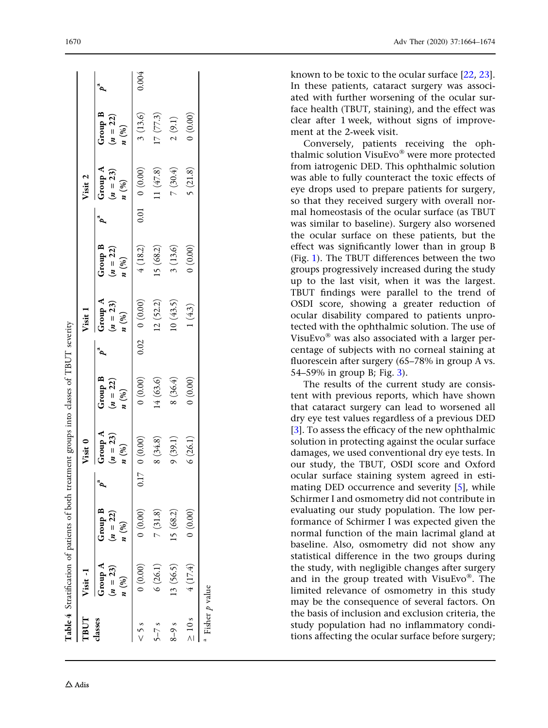**Table 4** Stratification of patients of both treatment groups into classes of TBUT severity

| TBUT classes | Visit -1 | | | Visit 0 | | | Visit 1 | | | Visit 2 | | |
|---|---|---|---|---|---|---|---|---|---|---|---|---|
| | Group A ($n = 23$) n (%) | Group B ($n = 22$) n (%) | $p$[a] | Group A ($n = 23$) n (%) | Group B ($n = 22$) n (%) | $p$[a] | Group A ($n = 23$) n (%) | Group B ($n = 22$) n (%) | $p$[a] | Group A ($n = 23$) n (%) | Group B ($n = 22$) n (%) | $p$[a] |
| < 5 s | 0 (0.00) | 0 (0.00) | 0.17 | 0 (0.00) | 0 (0.00) | 0.02 | 0 (0.00) | 4 (18.2) | 0.01 | 0 (0.00) | 3 (13.6) | 0.004 |
| 5–7 s | 6 (26.1) | 7 (31.8) | | 8 (34.8) | 14 (63.6) | | 12 (52.2) | 15 (68.2) | | 11 (47.8) | 17 (77.3) | |
| 8–9 s | 13 (56.5) | 15 (68.2) | | 9 (39.1) | 8 (36.4) | | 10 (43.5) | 3 (13.6) | | 7 (30.4) | 2 (9.1) | |
| ≥ 10 s | 4 (17.4) | 0 (0.00) | | 6 (26.1) | 0 (0.00) | | 1 (4.3) | 0 (0.00) | | 5 (21.8) | 0 (0.00) | |

[a] Fisher $p$ value

known to be toxic to the ocular surface [22, 23]. In these patients, cataract surgery was associated with further worsening of the ocular surface health (TBUT, staining), and the effect was clear after 1 week, without signs of improvement at the 2-week visit.

Conversely, patients receiving the ophthalmic solution VisuEvo® were more protected from iatrogenic DED. This ophthalmic solution was able to fully counteract the toxic effects of eye drops used to prepare patients for surgery, so that they received surgery with overall normal homeostasis of the ocular surface (as TBUT was similar to baseline). Surgery also worsened the ocular surface on these patients, but the effect was significantly lower than in group B (Fig. 1). The TBUT differences between the two groups progressively increased during the study up to the last visit, when it was the largest. TBUT findings were parallel to the trend of OSDI score, showing a greater reduction of ocular disability compared to patients unprotected with the ophthalmic solution. The use of VisuEvo® was also associated with a larger percentage of subjects with no corneal staining at fluorescein after surgery (65–78% in group A vs. 54–59% in group B; Fig. 3).

The results of the current study are consistent with previous reports, which have shown that cataract surgery can lead to worsened all dry eye test values regardless of a previous DED [3]. To assess the efficacy of the new ophthalmic solution in protecting against the ocular surface damages, we used conventional dry eye tests. In our study, the TBUT, OSDI score and Oxford ocular surface staining system agreed in estimating DED occurrence and severity [5], while Schirmer I and osmometry did not contribute in evaluating our study population. The low performance of Schirmer I was expected given the normal function of the main lacrimal gland at baseline. Also, osmometry did not show any statistical difference in the two groups during the study, with negligible changes after surgery and in the group treated with VisuEvo®. The limited relevance of osmometry in this study may be the consequence of several factors. On the basis of inclusion and exclusion criteria, the study population had no inflammatory conditions affecting the ocular surface before surgery;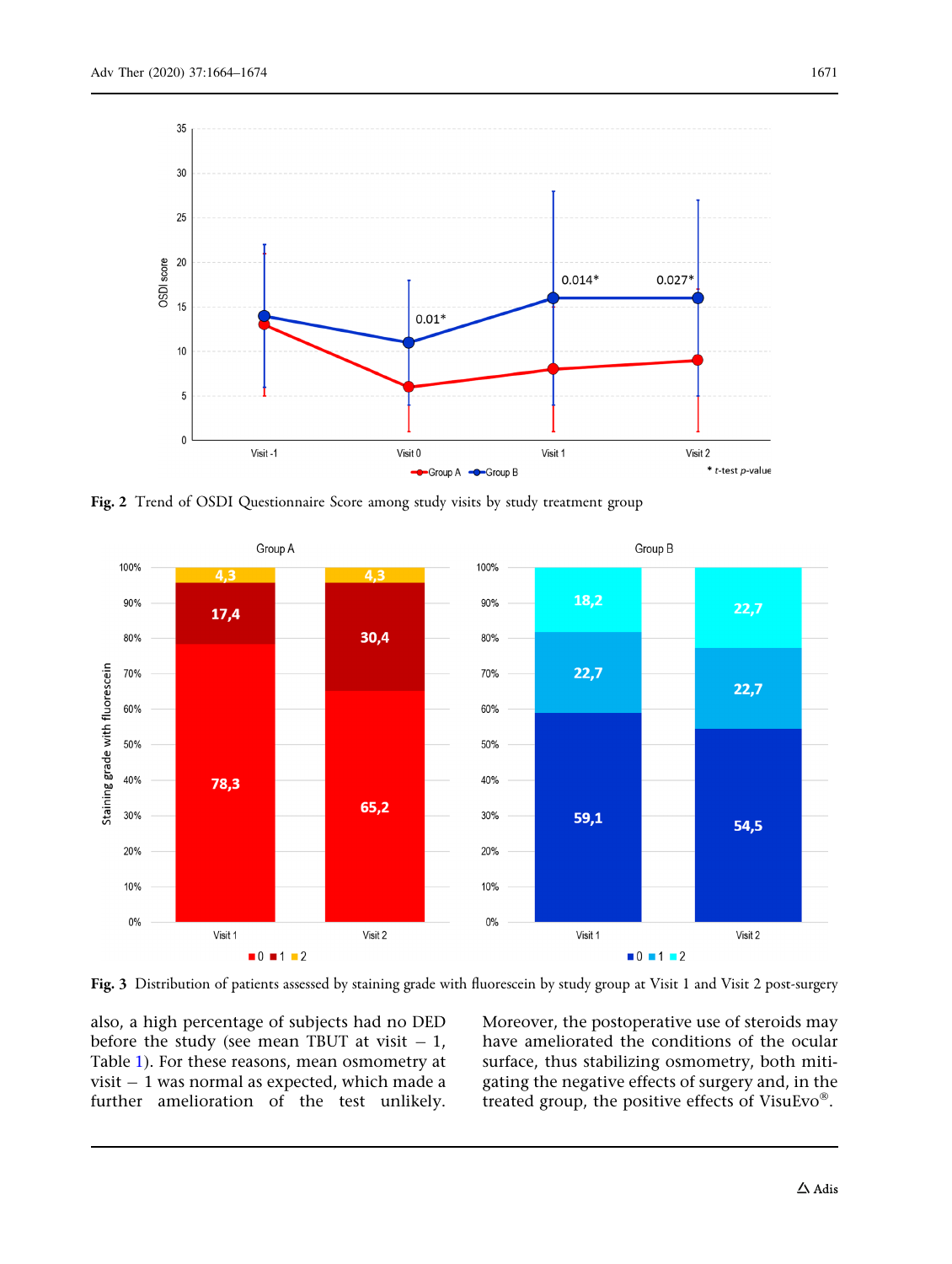**Fig. 2** Trend of OSDI Questionnaire Score among study visits by study treatment group

**Fig. 3** Distribution of patients assessed by staining grade with fluorescein by study group at Visit 1 and Visit 2 post-surgery

also, a high percentage of subjects had no DED before the study (see mean TBUT at visit − 1, Table 1). For these reasons, mean osmometry at visit − 1 was normal as expected, which made a further amelioration of the test unlikely. Moreover, the postoperative use of steroids may have ameliorated the conditions of the ocular surface, thus stabilizing osmometry, both mitigating the negative effects of surgery and, in the treated group, the positive effects of VisuEvo®.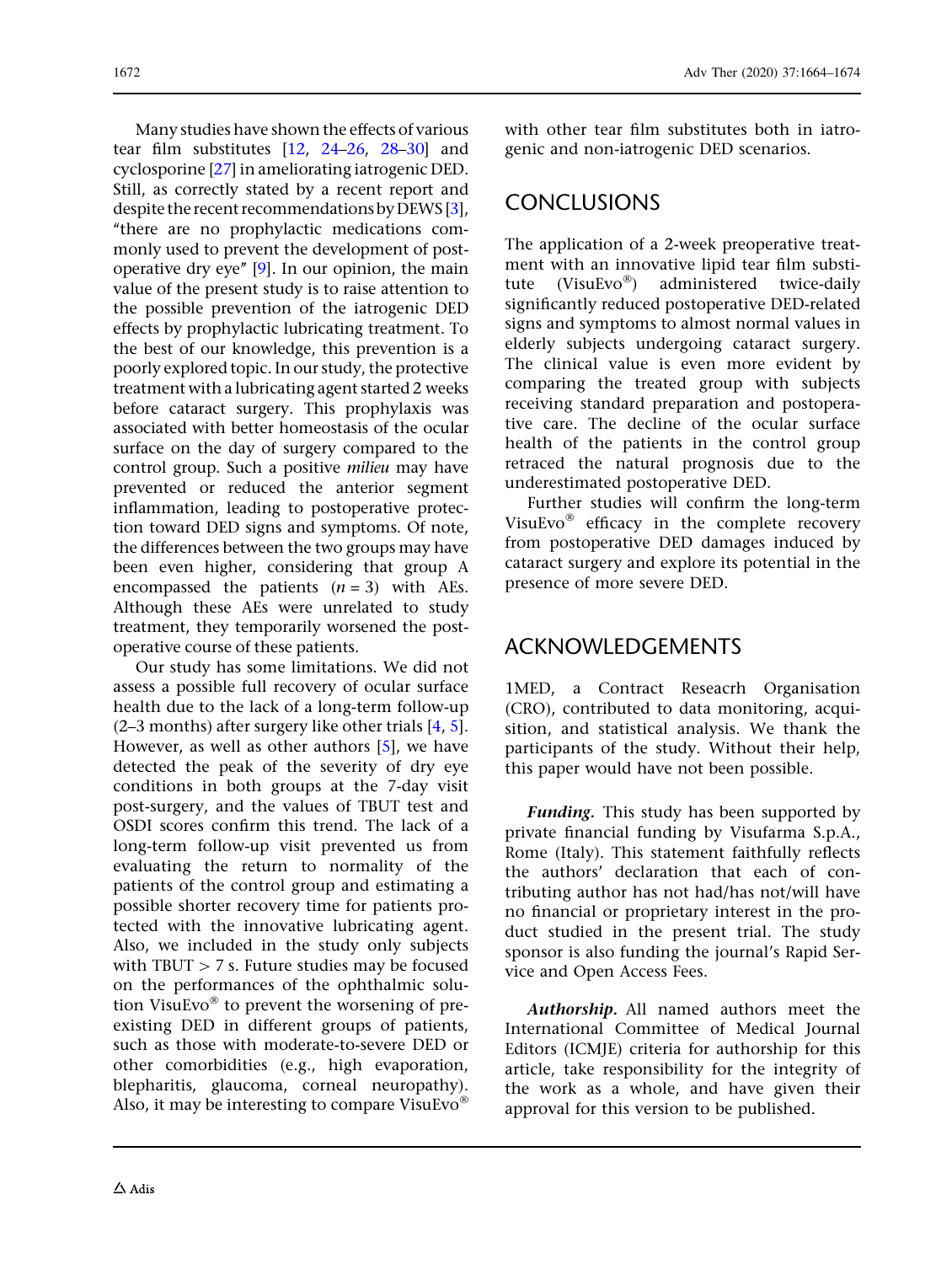Many studies have shown the effects of various tear film substitutes [12, 24–26, 28–30] and cyclosporine [27] in ameliorating iatrogenic DED. Still, as correctly stated by a recent report and despite the recent recommendations by DEWS [3], "there are no prophylactic medications commonly used to prevent the development of postoperative dry eye" [9]. In our opinion, the main value of the present study is to raise attention to the possible prevention of the iatrogenic DED effects by prophylactic lubricating treatment. To the best of our knowledge, this prevention is a poorly explored topic. In our study, the protective treatment with a lubricating agent started 2 weeks before cataract surgery. This prophylaxis was associated with better homeostasis of the ocular surface on the day of surgery compared to the control group. Such a positive *milieu* may have prevented or reduced the anterior segment inflammation, leading to postoperative protection toward DED signs and symptoms. Of note, the differences between the two groups may have been even higher, considering that group A encompassed the patients ($n = 3$) with AEs. Although these AEs were unrelated to study treatment, they temporarily worsened the postoperative course of these patients.

Our study has some limitations. We did not assess a possible full recovery of ocular surface health due to the lack of a long-term follow-up (2–3 months) after surgery like other trials [4, 5]. However, as well as other authors [5], we have detected the peak of the severity of dry eye conditions in both groups at the 7-day visit post-surgery, and the values of TBUT test and OSDI scores confirm this trend. The lack of a long-term follow-up visit prevented us from evaluating the return to normality of the patients of the control group and estimating a possible shorter recovery time for patients protected with the innovative lubricating agent. Also, we included in the study only subjects with TBUT > 7 s. Future studies may be focused on the performances of the ophthalmic solution VisuEvo® to prevent the worsening of preexisting DED in different groups of patients, such as those with moderate-to-severe DED or other comorbidities (e.g., high evaporation, blepharitis, glaucoma, corneal neuropathy). Also, it may be interesting to compare VisuEvo® with other tear film substitutes both in iatrogenic and non-iatrogenic DED scenarios.

## CONCLUSIONS

The application of a 2-week preoperative treatment with an innovative lipid tear film substitute (VisuEvo®) administered twice-daily significantly reduced postoperative DED-related signs and symptoms to almost normal values in elderly subjects undergoing cataract surgery. The clinical value is even more evident by comparing the treated group with subjects receiving standard preparation and postoperative care. The decline of the ocular surface health of the patients in the control group retraced the natural prognosis due to the underestimated postoperative DED.

Further studies will confirm the long-term VisuEvo® efficacy in the complete recovery from postoperative DED damages induced by cataract surgery and explore its potential in the presence of more severe DED.

## ACKNOWLEDGEMENTS

1MED, a Contract Reseacrh Organisation (CRO), contributed to data monitoring, acquisition, and statistical analysis. We thank the participants of the study. Without their help, this paper would have not been possible.

***Funding.*** This study has been supported by private financial funding by Visufarma S.p.A., Rome (Italy). This statement faithfully reflects the authors' declaration that each of contributing author has not had/has not/will have no financial or proprietary interest in the product studied in the present trial. The study sponsor is also funding the journal's Rapid Service and Open Access Fees.

***Authorship.*** All named authors meet the International Committee of Medical Journal Editors (ICMJE) criteria for authorship for this article, take responsibility for the integrity of the work as a whole, and have given their approval for this version to be published.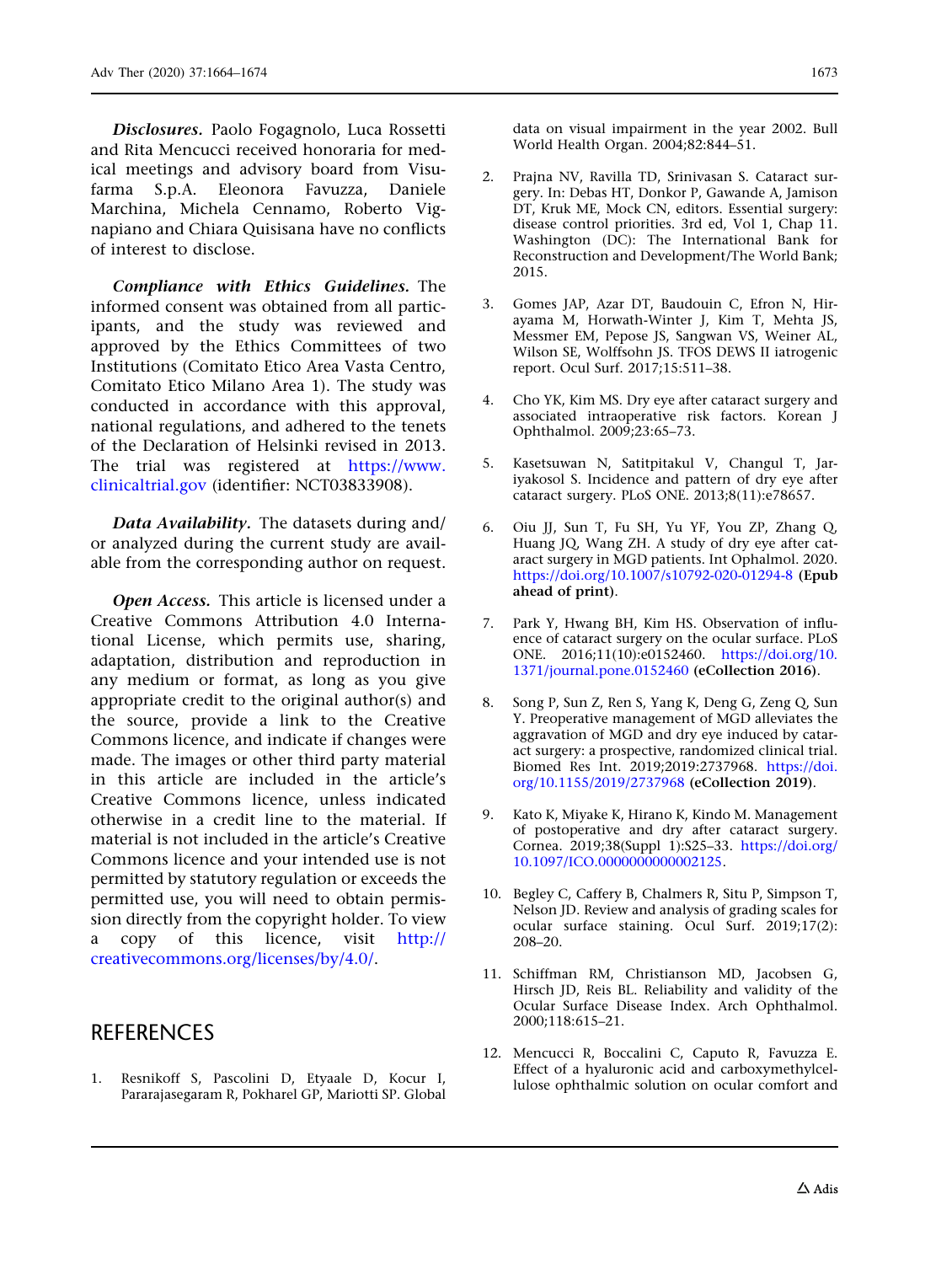***Disclosures.*** Paolo Fogagnolo, Luca Rossetti and Rita Mencucci received honoraria for medical meetings and advisory board from Visufarma S.p.A. Eleonora Favuzza, Daniele Marchina, Michela Cennamo, Roberto Vignapiano and Chiara Quisisana have no conflicts of interest to disclose.

***Compliance with Ethics Guidelines.*** The informed consent was obtained from all participants, and the study was reviewed and approved by the Ethics Committees of two Institutions (Comitato Etico Area Vasta Centro, Comitato Etico Milano Area 1). The study was conducted in accordance with this approval, national regulations, and adhered to the tenets of the Declaration of Helsinki revised in 2013. The trial was registered at https://www.clinicaltrial.gov (identifier: NCT03833908).

***Data Availability.*** The datasets during and/or analyzed during the current study are available from the corresponding author on request.

***Open Access.*** This article is licensed under a Creative Commons Attribution 4.0 International License, which permits use, sharing, adaptation, distribution and reproduction in any medium or format, as long as you give appropriate credit to the original author(s) and the source, provide a link to the Creative Commons licence, and indicate if changes were made. The images or other third party material in this article are included in the article's Creative Commons licence, unless indicated otherwise in a credit line to the material. If material is not included in the article's Creative Commons licence and your intended use is not permitted by statutory regulation or exceeds the permitted use, you will need to obtain permission directly from the copyright holder. To view a copy of this licence, visit http://creativecommons.org/licenses/by/4.0/.

## REFERENCES

1. Resnikoff S, Pascolini D, Etyaale D, Kocur I, Pararajasegaram R, Pokharel GP, Mariotti SP. Global data on visual impairment in the year 2002. Bull World Health Organ. 2004;82:844–51.
2. Prajna NV, Ravilla TD, Srinivasan S. Cataract surgery. In: Debas HT, Donkor P, Gawande A, Jamison DT, Kruk ME, Mock CN, editors. Essential surgery: disease control priorities. 3rd ed, Vol 1, Chap 11. Washington (DC): The International Bank for Reconstruction and Development/The World Bank; 2015.
3. Gomes JAP, Azar DT, Baudouin C, Efron N, Hirayama M, Horwath-Winter J, Kim T, Mehta JS, Messmer EM, Pepose JS, Sangwan VS, Weiner AL, Wilson SE, Wolffsohn JS. TFOS DEWS II iatrogenic report. Ocul Surf. 2017;15:511–38.
4. Cho YK, Kim MS. Dry eye after cataract surgery and associated intraoperative risk factors. Korean J Ophthalmol. 2009;23:65–73.
5. Kasetsuwan N, Satitpitakul V, Changul T, Jariyakosol S. Incidence and pattern of dry eye after cataract surgery. PLoS ONE. 2013;8(11):e78657.
6. Oiu JJ, Sun T, Fu SH, Yu YF, You ZP, Zhang Q, Huang JQ, Wang ZH. A study of dry eye after cataract surgery in MGD patients. Int Ophalmol. 2020. https://doi.org/10.1007/s10792-020-01294-8 **(Epub ahead of print)**.
7. Park Y, Hwang BH, Kim HS. Observation of influence of cataract surgery on the ocular surface. PLoS ONE. 2016;11(10):e0152460. https://doi.org/10.1371/journal.pone.0152460 **(eCollection 2016)**.
8. Song P, Sun Z, Ren S, Yang K, Deng G, Zeng Q, Sun Y. Preoperative management of MGD alleviates the aggravation of MGD and dry eye induced by cataract surgery: a prospective, randomized clinical trial. Biomed Res Int. 2019;2019:2737968. https://doi.org/10.1155/2019/2737968 **(eCollection 2019)**.
9. Kato K, Miyake K, Hirano K, Kindo M. Management of postoperative and dry after cataract surgery. Cornea. 2019;38(Suppl 1):S25–33. https://doi.org/10.1097/ICO.0000000000002125.
10. Begley C, Caffery B, Chalmers R, Situ P, Simpson T, Nelson JD. Review and analysis of grading scales for ocular surface staining. Ocul Surf. 2019;17(2):208–20.
11. Schiffman RM, Christianson MD, Jacobsen G, Hirsch JD, Reis BL. Reliability and validity of the Ocular Surface Disease Index. Arch Ophthalmol. 2000;118:615–21.
12. Mencucci R, Boccalini C, Caputo R, Favuzza E. Effect of a hyaluronic acid and carboxymethylcellulose ophthalmic solution on ocular comfort and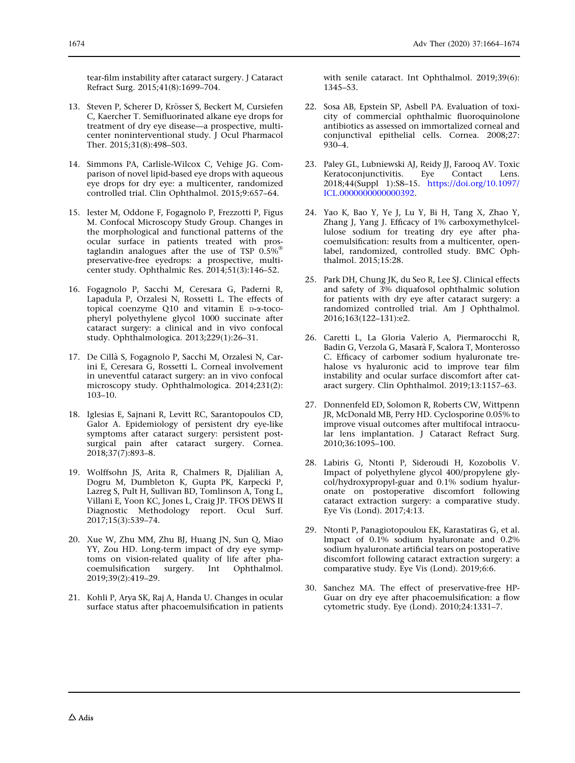tear-film instability after cataract surgery. J Cataract Refract Surg. 2015;41(8):1699–704.

13. Steven P, Scherer D, Krösser S, Beckert M, Cursiefen C, Kaercher T. Semifluorinated alkane eye drops for treatment of dry eye disease—a prospective, multicenter noninterventional study. J Ocul Pharmacol Ther. 2015;31(8):498–503.

14. Simmons PA, Carlisle-Wilcox C, Vehige JG. Comparison of novel lipid-based eye drops with aqueous eye drops for dry eye: a multicenter, randomized controlled trial. Clin Ophthalmol. 2015;9:657–64.

15. Iester M, Oddone F, Fogagnolo P, Frezzotti P, Figus M. Confocal Microscopy Study Group. Changes in the morphological and functional patterns of the ocular surface in patients treated with prostaglandin analogues after the use of TSP 0.5%® preservative-free eyedrops: a prospective, multicenter study. Ophthalmic Res. 2014;51(3):146–52.

16. Fogagnolo P, Sacchi M, Ceresara G, Paderni R, Lapadula P, Orzalesi N, Rossetti L. The effects of topical coenzyme Q10 and vitamin E D-α-tocopheryl polyethylene glycol 1000 succinate after cataract surgery: a clinical and in vivo confocal study. Ophthalmologica. 2013;229(1):26–31.

17. De Cillà S, Fogagnolo P, Sacchi M, Orzalesi N, Carini E, Ceresara G, Rossetti L. Corneal involvement in uneventful cataract surgery: an in vivo confocal microscopy study. Ophthalmologica. 2014;231(2): 103–10.

18. Iglesias E, Sajnani R, Levitt RC, Sarantopoulos CD, Galor A. Epidemiology of persistent dry eye-like symptoms after cataract surgery: persistent postsurgical pain after cataract surgery. Cornea. 2018;37(7):893–8.

19. Wolffsohn JS, Arita R, Chalmers R, Djalilian A, Dogru M, Dumbleton K, Gupta PK, Karpecki P, Lazreg S, Pult H, Sullivan BD, Tomlinson A, Tong L, Villani E, Yoon KC, Jones L, Craig JP. TFOS DEWS II Diagnostic Methodology report. Ocul Surf. 2017;15(3):539–74.

20. Xue W, Zhu MM, Zhu BJ, Huang JN, Sun Q, Miao YY, Zou HD. Long-term impact of dry eye symptoms on vision-related quality of life after phacoemulsification surgery. Int Ophthalmol. 2019;39(2):419–29.

21. Kohli P, Arya SK, Raj A, Handa U. Changes in ocular surface status after phacoemulsification in patients with senile cataract. Int Ophthalmol. 2019;39(6): 1345–53.

22. Sosa AB, Epstein SP, Asbell PA. Evaluation of toxicity of commercial ophthalmic fluoroquinolone antibiotics as assessed on immortalized corneal and conjunctival epithelial cells. Cornea. 2008;27: 930–4.

23. Paley GL, Lubniewski AJ, Reidy JJ, Farooq AV. Toxic Keratoconjunctivitis. Eye Contact Lens. 2018;44(Suppl 1):S8–15. https://doi.org/10.1097/ICL.0000000000000392.

24. Yao K, Bao Y, Ye J, Lu Y, Bi H, Tang X, Zhao Y, Zhang J, Yang J. Efficacy of 1% carboxymethylcellulose sodium for treating dry eye after phacoemulsification: results from a multicenter, open-label, randomized, controlled study. BMC Ophthalmol. 2015;15:28.

25. Park DH, Chung JK, du Seo R, Lee SJ. Clinical effects and safety of 3% diquafosol ophthalmic solution for patients with dry eye after cataract surgery: a randomized controlled trial. Am J Ophthalmol. 2016;163(122–131):e2.

26. Caretti L, La Gloria Valerio A, Piermarocchi R, Badin G, Verzola G, Masarà F, Scalora T, Monterosso C. Efficacy of carbomer sodium hyaluronate trehalose vs hyaluronic acid to improve tear film instability and ocular surface discomfort after cataract surgery. Clin Ophthalmol. 2019;13:1157–63.

27. Donnenfeld ED, Solomon R, Roberts CW, Wittpenn JR, McDonald MB, Perry HD. Cyclosporine 0.05% to improve visual outcomes after multifocal intraocular lens implantation. J Cataract Refract Surg. 2010;36:1095–100.

28. Labiris G, Ntonti P, Sideroudi H, Kozobolis V. Impact of polyethylene glycol 400/propylene glycol/hydroxypropyl-guar and 0.1% sodium hyaluronate on postoperative discomfort following cataract extraction surgery: a comparative study. Eye Vis (Lond). 2017;4:13.

29. Ntonti P, Panagiotopoulou EK, Karastatiras G, et al. Impact of 0.1% sodium hyaluronate and 0.2% sodium hyaluronate artificial tears on postoperative discomfort following cataract extraction surgery: a comparative study. Eye Vis (Lond). 2019;6:6.

30. Sanchez MA. The effect of preservative-free HP-Guar on dry eye after phacoemulsification: a flow cytometric study. Eye (Lond). 2010;24:1331–7.